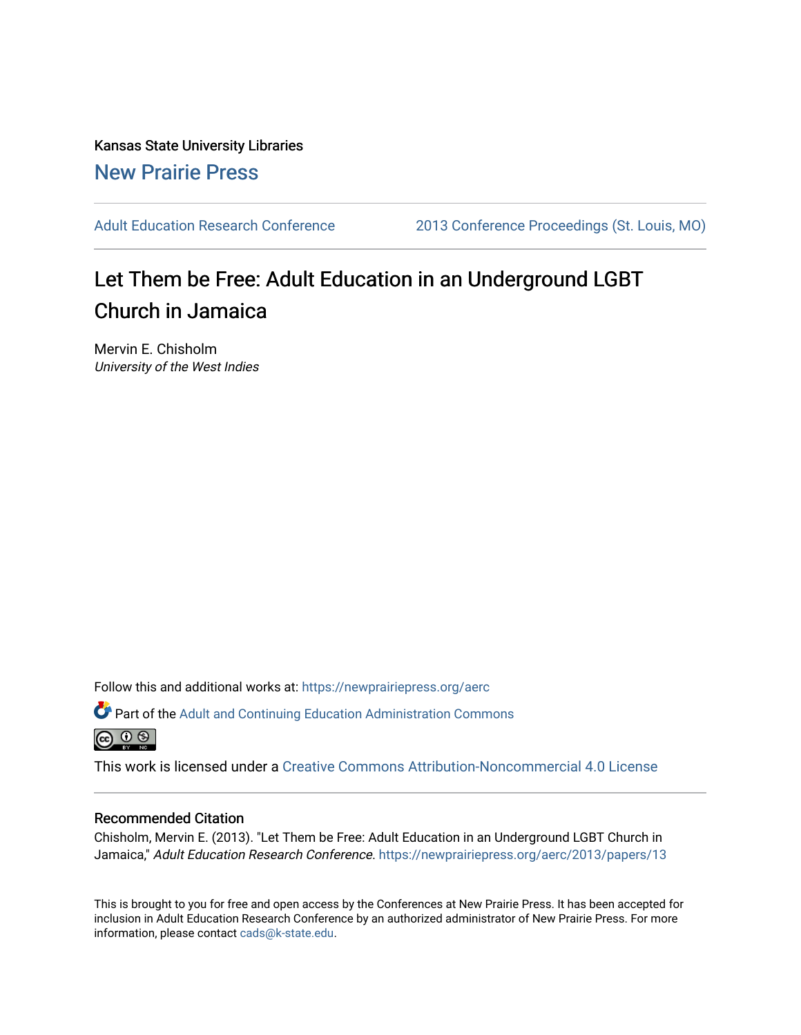Kansas State University Libraries

New Prairie Press

Adult Education Research Conference

2013 Conference Proceedings (St. Louis, MO)

# Let Them be Free: Adult Education in an Underground LGBT Church in Jamaica

Mervin E. Chisholm

*University of the West Indies*

Follow this and additional works at: https://newprairiepress.org/aerc

Part of the Adult and Continuing Education Administration Commons

This work is licensed under a Creative Commons Attribution-Noncommercial 4.0 License

## Recommended Citation

Chisholm, Mervin E. (2013). "Let Them be Free: Adult Education in an Underground LGBT Church in Jamaica," *Adult Education Research Conference*. https://newprairiepress.org/aerc/2013/papers/13

This is brought to you for free and open access by the Conferences at New Prairie Press. It has been accepted for inclusion in Adult Education Research Conference by an authorized administrator of New Prairie Press. For more information, please contact cads@k-state.edu.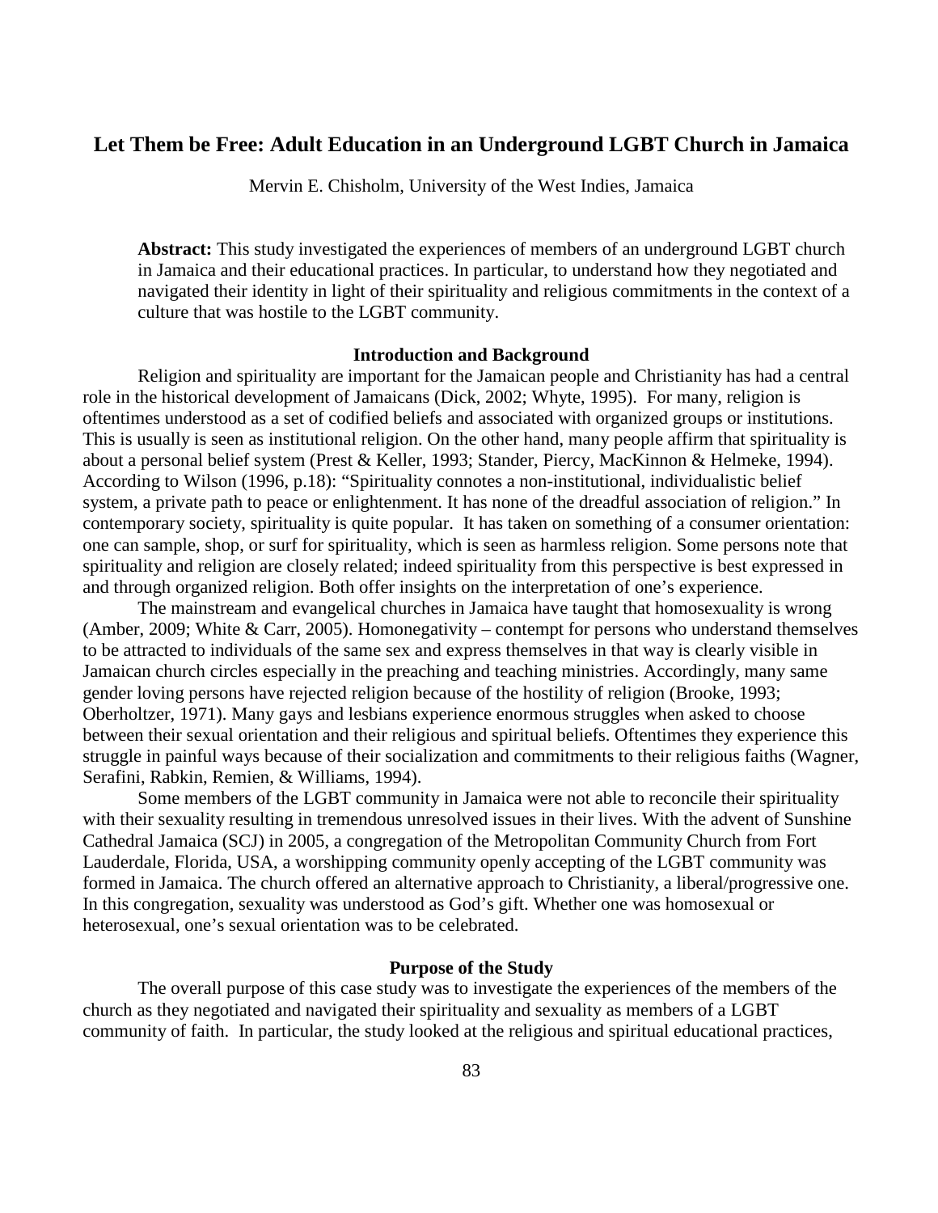# Let Them be Free: Adult Education in an Underground LGBT Church in Jamaica

Mervin E. Chisholm, University of the West Indies, Jamaica

**Abstract:** This study investigated the experiences of members of an underground LGBT church in Jamaica and their educational practices. In particular, to understand how they negotiated and navigated their identity in light of their spirituality and religious commitments in the context of a culture that was hostile to the LGBT community.

## Introduction and Background

Religion and spirituality are important for the Jamaican people and Christianity has had a central role in the historical development of Jamaicans (Dick, 2002; Whyte, 1995). For many, religion is oftentimes understood as a set of codified beliefs and associated with organized groups or institutions. This is usually is seen as institutional religion. On the other hand, many people affirm that spirituality is about a personal belief system (Prest & Keller, 1993; Stander, Piercy, MacKinnon & Helmeke, 1994). According to Wilson (1996, p.18): "Spirituality connotes a non-institutional, individualistic belief system, a private path to peace or enlightenment. It has none of the dreadful association of religion." In contemporary society, spirituality is quite popular. It has taken on something of a consumer orientation: one can sample, shop, or surf for spirituality, which is seen as harmless religion. Some persons note that spirituality and religion are closely related; indeed spirituality from this perspective is best expressed in and through organized religion. Both offer insights on the interpretation of one's experience.

The mainstream and evangelical churches in Jamaica have taught that homosexuality is wrong (Amber, 2009; White & Carr, 2005). Homonegativity – contempt for persons who understand themselves to be attracted to individuals of the same sex and express themselves in that way is clearly visible in Jamaican church circles especially in the preaching and teaching ministries. Accordingly, many same gender loving persons have rejected religion because of the hostility of religion (Brooke, 1993; Oberholtzer, 1971). Many gays and lesbians experience enormous struggles when asked to choose between their sexual orientation and their religious and spiritual beliefs. Oftentimes they experience this struggle in painful ways because of their socialization and commitments to their religious faiths (Wagner, Serafini, Rabkin, Remien, & Williams, 1994).

Some members of the LGBT community in Jamaica were not able to reconcile their spirituality with their sexuality resulting in tremendous unresolved issues in their lives. With the advent of Sunshine Cathedral Jamaica (SCJ) in 2005, a congregation of the Metropolitan Community Church from Fort Lauderdale, Florida, USA, a worshipping community openly accepting of the LGBT community was formed in Jamaica. The church offered an alternative approach to Christianity, a liberal/progressive one. In this congregation, sexuality was understood as God's gift. Whether one was homosexual or heterosexual, one's sexual orientation was to be celebrated.

## Purpose of the Study

The overall purpose of this case study was to investigate the experiences of the members of the church as they negotiated and navigated their spirituality and sexuality as members of a LGBT community of faith. In particular, the study looked at the religious and spiritual educational practices,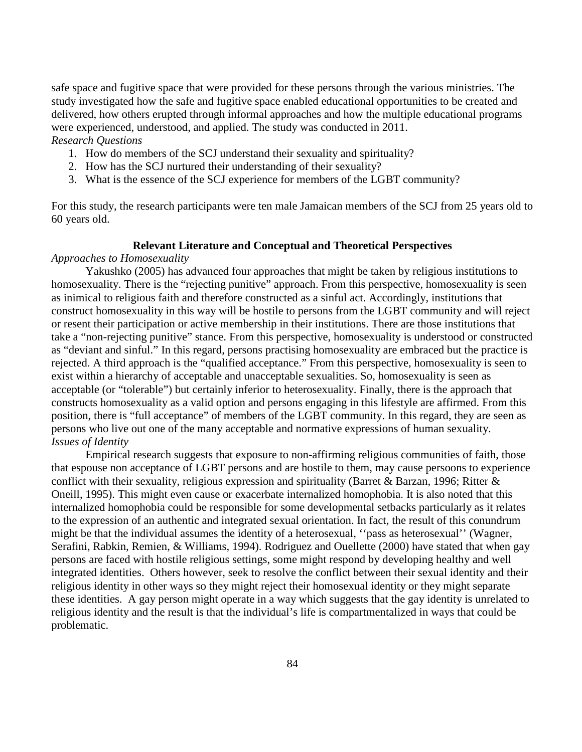safe space and fugitive space that were provided for these persons through the various ministries. The study investigated how the safe and fugitive space enabled educational opportunities to be created and delivered, how others erupted through informal approaches and how the multiple educational programs were experienced, understood, and applied. The study was conducted in 2011.

*Research Questions*

1. How do members of the SCJ understand their sexuality and spirituality?
2. How has the SCJ nurtured their understanding of their sexuality?
3. What is the essence of the SCJ experience for members of the LGBT community?

For this study, the research participants were ten male Jamaican members of the SCJ from 25 years old to 60 years old.

## Relevant Literature and Conceptual and Theoretical Perspectives

*Approaches to Homosexuality*

Yakushko (2005) has advanced four approaches that might be taken by religious institutions to homosexuality. There is the "rejecting punitive" approach. From this perspective, homosexuality is seen as inimical to religious faith and therefore constructed as a sinful act. Accordingly, institutions that construct homosexuality in this way will be hostile to persons from the LGBT community and will reject or resent their participation or active membership in their institutions. There are those institutions that take a "non-rejecting punitive" stance. From this perspective, homosexuality is understood or constructed as "deviant and sinful." In this regard, persons practising homosexuality are embraced but the practice is rejected. A third approach is the "qualified acceptance." From this perspective, homosexuality is seen to exist within a hierarchy of acceptable and unacceptable sexualities. So, homosexuality is seen as acceptable (or "tolerable") but certainly inferior to heterosexuality. Finally, there is the approach that constructs homosexuality as a valid option and persons engaging in this lifestyle are affirmed. From this position, there is "full acceptance" of members of the LGBT community. In this regard, they are seen as persons who live out one of the many acceptable and normative expressions of human sexuality.

*Issues of Identity*

Empirical research suggests that exposure to non-affirming religious communities of faith, those that espouse non acceptance of LGBT persons and are hostile to them, may cause persoons to experience conflict with their sexuality, religious expression and spirituality (Barret & Barzan, 1996; Ritter & Oneill, 1995). This might even cause or exacerbate internalized homophobia. It is also noted that this internalized homophobia could be responsible for some developmental setbacks particularly as it relates to the expression of an authentic and integrated sexual orientation. In fact, the result of this conundrum might be that the individual assumes the identity of a heterosexual, ''pass as heterosexual'' (Wagner, Serafini, Rabkin, Remien, & Williams, 1994). Rodriguez and Ouellette (2000) have stated that when gay persons are faced with hostile religious settings, some might respond by developing healthy and well integrated identities. Others however, seek to resolve the conflict between their sexual identity and their religious identity in other ways so they might reject their homosexual identity or they might separate these identities. A gay person might operate in a way which suggests that the gay identity is unrelated to religious identity and the result is that the individual's life is compartmentalized in ways that could be problematic.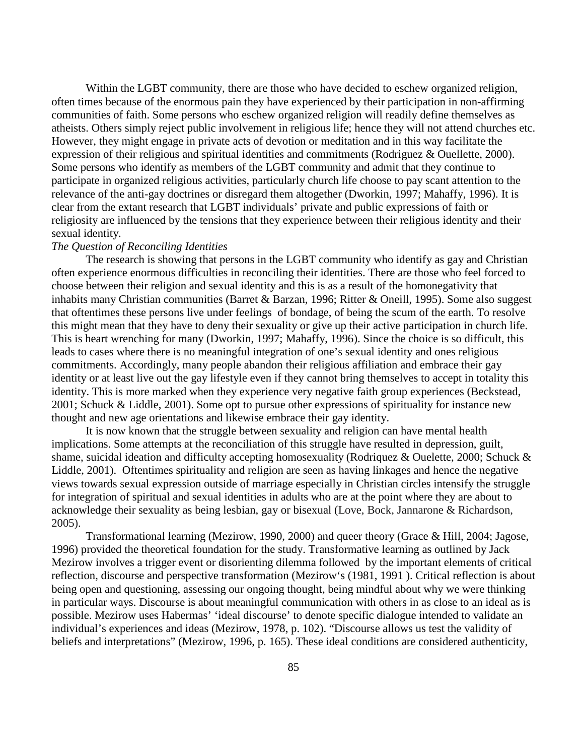Within the LGBT community, there are those who have decided to eschew organized religion, often times because of the enormous pain they have experienced by their participation in non-affirming communities of faith. Some persons who eschew organized religion will readily define themselves as atheists. Others simply reject public involvement in religious life; hence they will not attend churches etc. However, they might engage in private acts of devotion or meditation and in this way facilitate the expression of their religious and spiritual identities and commitments (Rodriguez & Ouellette, 2000). Some persons who identify as members of the LGBT community and admit that they continue to participate in organized religious activities, particularly church life choose to pay scant attention to the relevance of the anti-gay doctrines or disregard them altogether (Dworkin, 1997; Mahaffy, 1996). It is clear from the extant research that LGBT individuals' private and public expressions of faith or religiosity are influenced by the tensions that they experience between their religious identity and their sexual identity.

*The Question of Reconciling Identities*

The research is showing that persons in the LGBT community who identify as gay and Christian often experience enormous difficulties in reconciling their identities. There are those who feel forced to choose between their religion and sexual identity and this is as a result of the homonegativity that inhabits many Christian communities (Barret & Barzan, 1996; Ritter & Oneill, 1995). Some also suggest that oftentimes these persons live under feelings of bondage, of being the scum of the earth. To resolve this might mean that they have to deny their sexuality or give up their active participation in church life. This is heart wrenching for many (Dworkin, 1997; Mahaffy, 1996). Since the choice is so difficult, this leads to cases where there is no meaningful integration of one's sexual identity and ones religious commitments. Accordingly, many people abandon their religious affiliation and embrace their gay identity or at least live out the gay lifestyle even if they cannot bring themselves to accept in totality this identity. This is more marked when they experience very negative faith group experiences (Beckstead, 2001; Schuck & Liddle, 2001). Some opt to pursue other expressions of spirituality for instance new thought and new age orientations and likewise embrace their gay identity.

It is now known that the struggle between sexuality and religion can have mental health implications. Some attempts at the reconciliation of this struggle have resulted in depression, guilt, shame, suicidal ideation and difficulty accepting homosexuality (Rodriquez & Ouelette, 2000; Schuck & Liddle, 2001). Oftentimes spirituality and religion are seen as having linkages and hence the negative views towards sexual expression outside of marriage especially in Christian circles intensify the struggle for integration of spiritual and sexual identities in adults who are at the point where they are about to acknowledge their sexuality as being lesbian, gay or bisexual (Love, Bock, Jannarone & Richardson, 2005).

Transformational learning (Mezirow, 1990, 2000) and queer theory (Grace & Hill, 2004; Jagose, 1996) provided the theoretical foundation for the study. Transformative learning as outlined by Jack Mezirow involves a trigger event or disorienting dilemma followed by the important elements of critical reflection, discourse and perspective transformation (Mezirow's (1981, 1991 ). Critical reflection is about being open and questioning, assessing our ongoing thought, being mindful about why we were thinking in particular ways. Discourse is about meaningful communication with others in as close to an ideal as is possible. Mezirow uses Habermas' 'ideal discourse' to denote specific dialogue intended to validate an individual's experiences and ideas (Mezirow, 1978, p. 102). "Discourse allows us test the validity of beliefs and interpretations" (Mezirow, 1996, p. 165). These ideal conditions are considered authenticity,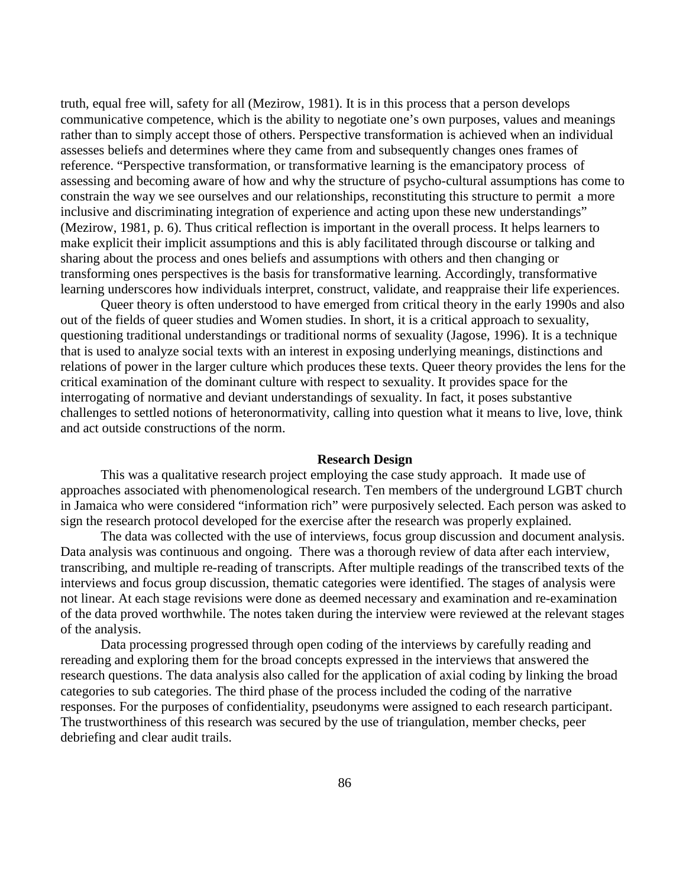truth, equal free will, safety for all (Mezirow, 1981). It is in this process that a person develops communicative competence, which is the ability to negotiate one's own purposes, values and meanings rather than to simply accept those of others. Perspective transformation is achieved when an individual assesses beliefs and determines where they came from and subsequently changes ones frames of reference. "Perspective transformation, or transformative learning is the emancipatory process of assessing and becoming aware of how and why the structure of psycho-cultural assumptions has come to constrain the way we see ourselves and our relationships, reconstituting this structure to permit a more inclusive and discriminating integration of experience and acting upon these new understandings" (Mezirow, 1981, p. 6). Thus critical reflection is important in the overall process. It helps learners to make explicit their implicit assumptions and this is ably facilitated through discourse or talking and sharing about the process and ones beliefs and assumptions with others and then changing or transforming ones perspectives is the basis for transformative learning. Accordingly, transformative learning underscores how individuals interpret, construct, validate, and reappraise their life experiences.

Queer theory is often understood to have emerged from critical theory in the early 1990s and also out of the fields of queer studies and Women studies. In short, it is a critical approach to sexuality, questioning traditional understandings or traditional norms of sexuality (Jagose, 1996). It is a technique that is used to analyze social texts with an interest in exposing underlying meanings, distinctions and relations of power in the larger culture which produces these texts. Queer theory provides the lens for the critical examination of the dominant culture with respect to sexuality. It provides space for the interrogating of normative and deviant understandings of sexuality. In fact, it poses substantive challenges to settled notions of heteronormativity, calling into question what it means to live, love, think and act outside constructions of the norm.

## Research Design

This was a qualitative research project employing the case study approach. It made use of approaches associated with phenomenological research. Ten members of the underground LGBT church in Jamaica who were considered "information rich" were purposively selected. Each person was asked to sign the research protocol developed for the exercise after the research was properly explained.

The data was collected with the use of interviews, focus group discussion and document analysis. Data analysis was continuous and ongoing. There was a thorough review of data after each interview, transcribing, and multiple re-reading of transcripts. After multiple readings of the transcribed texts of the interviews and focus group discussion, thematic categories were identified. The stages of analysis were not linear. At each stage revisions were done as deemed necessary and examination and re-examination of the data proved worthwhile. The notes taken during the interview were reviewed at the relevant stages of the analysis.

Data processing progressed through open coding of the interviews by carefully reading and rereading and exploring them for the broad concepts expressed in the interviews that answered the research questions. The data analysis also called for the application of axial coding by linking the broad categories to sub categories. The third phase of the process included the coding of the narrative responses. For the purposes of confidentiality, pseudonyms were assigned to each research participant. The trustworthiness of this research was secured by the use of triangulation, member checks, peer debriefing and clear audit trails.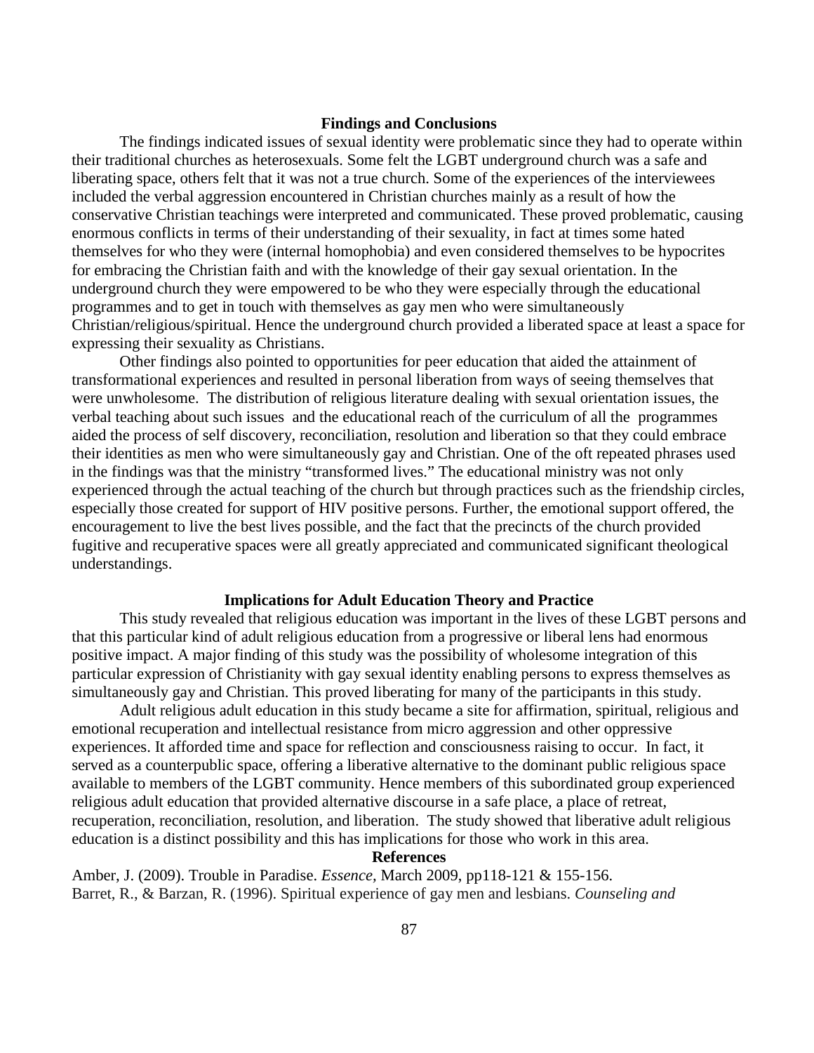## Findings and Conclusions

The findings indicated issues of sexual identity were problematic since they had to operate within their traditional churches as heterosexuals. Some felt the LGBT underground church was a safe and liberating space, others felt that it was not a true church. Some of the experiences of the interviewees included the verbal aggression encountered in Christian churches mainly as a result of how the conservative Christian teachings were interpreted and communicated. These proved problematic, causing enormous conflicts in terms of their understanding of their sexuality, in fact at times some hated themselves for who they were (internal homophobia) and even considered themselves to be hypocrites for embracing the Christian faith and with the knowledge of their gay sexual orientation. In the underground church they were empowered to be who they were especially through the educational programmes and to get in touch with themselves as gay men who were simultaneously Christian/religious/spiritual. Hence the underground church provided a liberated space at least a space for expressing their sexuality as Christians.

Other findings also pointed to opportunities for peer education that aided the attainment of transformational experiences and resulted in personal liberation from ways of seeing themselves that were unwholesome. The distribution of religious literature dealing with sexual orientation issues, the verbal teaching about such issues and the educational reach of the curriculum of all the programmes aided the process of self discovery, reconciliation, resolution and liberation so that they could embrace their identities as men who were simultaneously gay and Christian. One of the oft repeated phrases used in the findings was that the ministry "transformed lives." The educational ministry was not only experienced through the actual teaching of the church but through practices such as the friendship circles, especially those created for support of HIV positive persons. Further, the emotional support offered, the encouragement to live the best lives possible, and the fact that the precincts of the church provided fugitive and recuperative spaces were all greatly appreciated and communicated significant theological understandings.

## Implications for Adult Education Theory and Practice

This study revealed that religious education was important in the lives of these LGBT persons and that this particular kind of adult religious education from a progressive or liberal lens had enormous positive impact. A major finding of this study was the possibility of wholesome integration of this particular expression of Christianity with gay sexual identity enabling persons to express themselves as simultaneously gay and Christian. This proved liberating for many of the participants in this study.

Adult religious adult education in this study became a site for affirmation, spiritual, religious and emotional recuperation and intellectual resistance from micro aggression and other oppressive experiences. It afforded time and space for reflection and consciousness raising to occur. In fact, it served as a counterpublic space, offering a liberative alternative to the dominant public religious space available to members of the LGBT community. Hence members of this subordinated group experienced religious adult education that provided alternative discourse in a safe place, a place of retreat, recuperation, reconciliation, resolution, and liberation. The study showed that liberative adult religious education is a distinct possibility and this has implications for those who work in this area.

## References

Amber, J. (2009). Trouble in Paradise. *Essence*, March 2009, pp118-121 & 155-156.

Barret, R., & Barzan, R. (1996). Spiritual experience of gay men and lesbians. *Counseling and*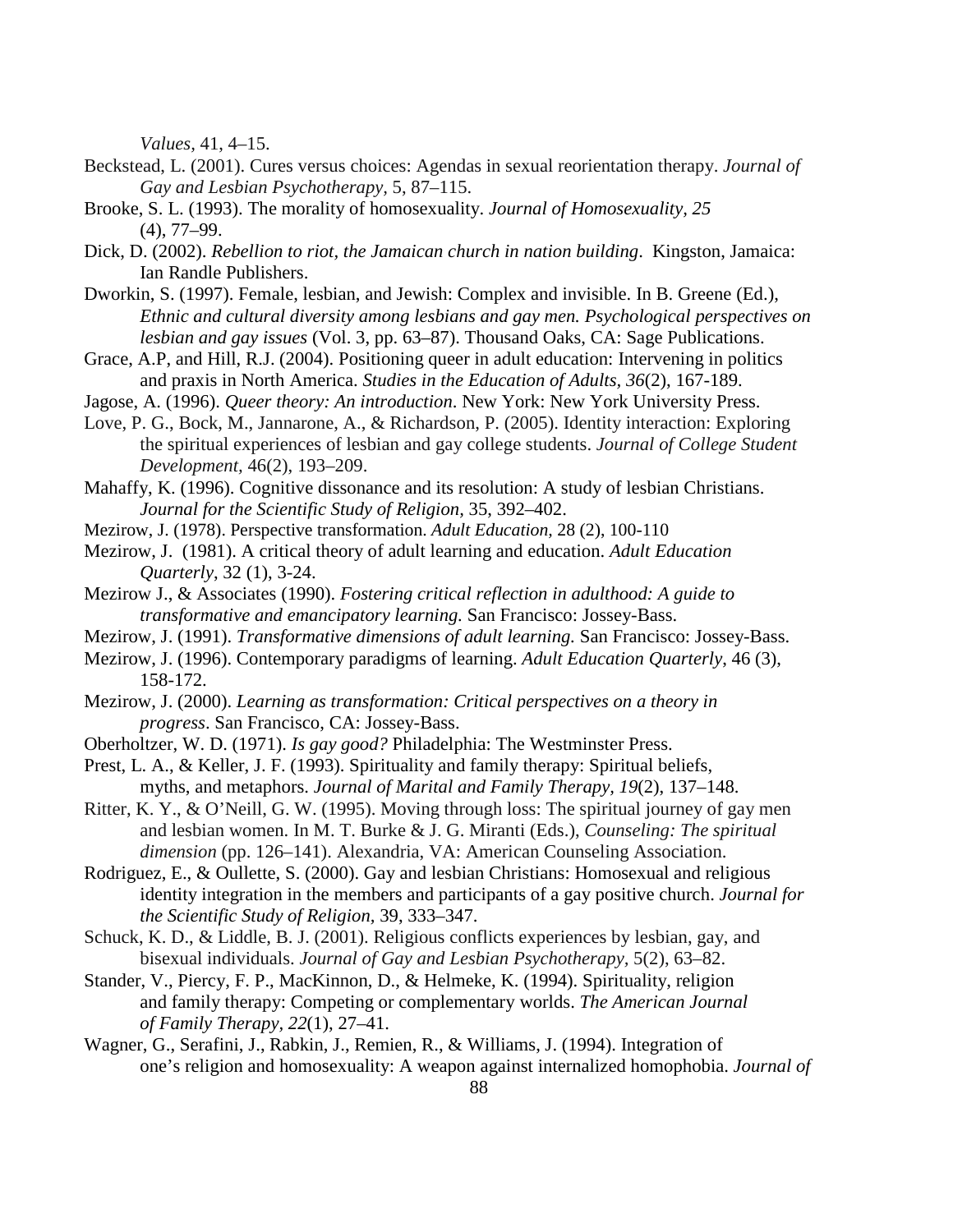*Values*, 41, 4–15.

Beckstead, L. (2001). Cures versus choices: Agendas in sexual reorientation therapy. *Journal of Gay and Lesbian Psychotherapy*, 5, 87–115.

Brooke, S. L. (1993). The morality of homosexuality. *Journal of Homosexuality*, *25* (4), 77–99.

Dick, D. (2002). *Rebellion to riot, the Jamaican church in nation building*. Kingston, Jamaica: Ian Randle Publishers.

Dworkin, S. (1997). Female, lesbian, and Jewish: Complex and invisible. In B. Greene (Ed.), *Ethnic and cultural diversity among lesbians and gay men. Psychological perspectives on lesbian and gay issues* (Vol. 3, pp. 63–87). Thousand Oaks, CA: Sage Publications.

Grace, A.P, and Hill, R.J. (2004). Positioning queer in adult education: Intervening in politics and praxis in North America. *Studies in the Education of Adults, 36*(2), 167-189.

Jagose, A. (1996). *Queer theory: An introduction*. New York: New York University Press.

Love, P. G., Bock, M., Jannarone, A., & Richardson, P. (2005). Identity interaction: Exploring the spiritual experiences of lesbian and gay college students. *Journal of College Student Development*, 46(2), 193–209.

Mahaffy, K. (1996). Cognitive dissonance and its resolution: A study of lesbian Christians. *Journal for the Scientific Study of Religion*, 35, 392–402.

Mezirow, J. (1978). Perspective transformation. *Adult Education,* 28 (2), 100-110

Mezirow, J. (1981). A critical theory of adult learning and education. *Adult Education Quarterly*, 32 (1), 3-24.

Mezirow J., & Associates (1990). *Fostering critical reflection in adulthood: A guide to transformative and emancipatory learning.* San Francisco: Jossey-Bass.

Mezirow, J. (1991). *Transformative dimensions of adult learning.* San Francisco: Jossey-Bass.

Mezirow, J. (1996). Contemporary paradigms of learning. *Adult Education Quarterly*, 46 (3), 158-172.

Mezirow, J. (2000). *Learning as transformation: Critical perspectives on a theory in progress*. San Francisco, CA: Jossey-Bass.

Oberholtzer, W. D. (1971). *Is gay good?* Philadelphia: The Westminster Press.

Prest, L. A., & Keller, J. F. (1993). Spirituality and family therapy: Spiritual beliefs, myths, and metaphors. *Journal of Marital and Family Therapy, 19*(2), 137–148.

Ritter, K. Y., & O'Neill, G. W. (1995). Moving through loss: The spiritual journey of gay men and lesbian women. In M. T. Burke & J. G. Miranti (Eds.), *Counseling: The spiritual dimension* (pp. 126–141). Alexandria, VA: American Counseling Association.

Rodriguez, E., & Oullette, S. (2000). Gay and lesbian Christians: Homosexual and religious identity integration in the members and participants of a gay positive church. *Journal for the Scientific Study of Religion,* 39, 333–347.

Schuck, K. D., & Liddle, B. J. (2001). Religious conflicts experiences by lesbian, gay, and bisexual individuals. *Journal of Gay and Lesbian Psychotherapy*, 5(2), 63–82.

Stander, V., Piercy, F. P., MacKinnon, D., & Helmeke, K. (1994). Spirituality, religion and family therapy: Competing or complementary worlds. *The American Journal of Family Therapy, 22*(1), 27–41.

Wagner, G., Serafini, J., Rabkin, J., Remien, R., & Williams, J. (1994). Integration of one's religion and homosexuality: A weapon against internalized homophobia. *Journal of*